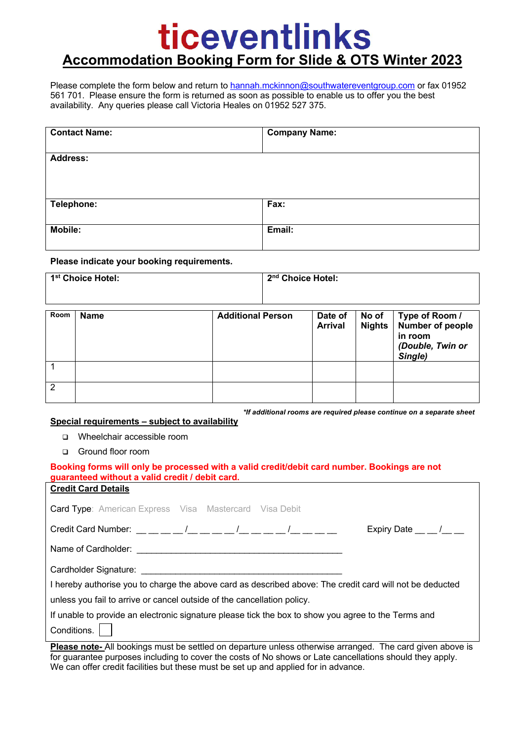# ticeventlinks

## Accommodation Booking Form for Slide & OTS Winter 2023

Please complete the form below and return to hannah.mckinnon@southwatereventgroup.com or fax 01952 561 701. Please ensure the form is returned as soon as possible to enable us to offer you the best availability. Any queries please call Victoria Heales on 01952 527 375.

| | |
|---|---|
| **Contact Name:** | **Company Name:** |
| **Address:** | |
| **Telephone:** | **Fax:** |
| **Mobile:** | **Email:** |

**Please indicate your booking requirements.**

| | |
|---|---|
| **1st Choice Hotel:** | **2nd Choice Hotel:** |

| Room | Name | Additional Person | Date of Arrival | No of Nights | Type of Room / Number of people in room *(Double, Twin or Single)* |
|---|---|---|---|---|---|
| 1 | | | | | |
| 2 | | | | | |

*\*If additional rooms are required please continue on a separate sheet*

**Special requirements – subject to availability**

- ❑ Wheelchair accessible room
- ❑ Ground floor room

**Booking forms will only be processed with a valid credit/debit card number. Bookings are not guaranteed without a valid credit / debit card.**

**Credit Card Details**

Card Type: American Express Visa Mastercard Visa Debit

Credit Card Number: __ __ __ __ /__ __ __ __ /__ __ __ __ /__ __ __ __ Expiry Date __ __ /__ __

Name of Cardholder: ________________________________________

Cardholder Signature: ________________________________________

I hereby authorise you to charge the above card as described above: The credit card will not be deducted unless you fail to arrive or cancel outside of the cancellation policy.

If unable to provide an electronic signature please tick the box to show you agree to the Terms and Conditions. ☐

**Please note-** All bookings must be settled on departure unless otherwise arranged. The card given above is for guarantee purposes including to cover the costs of No shows or Late cancellations should they apply. We can offer credit facilities but these must be set up and applied for in advance.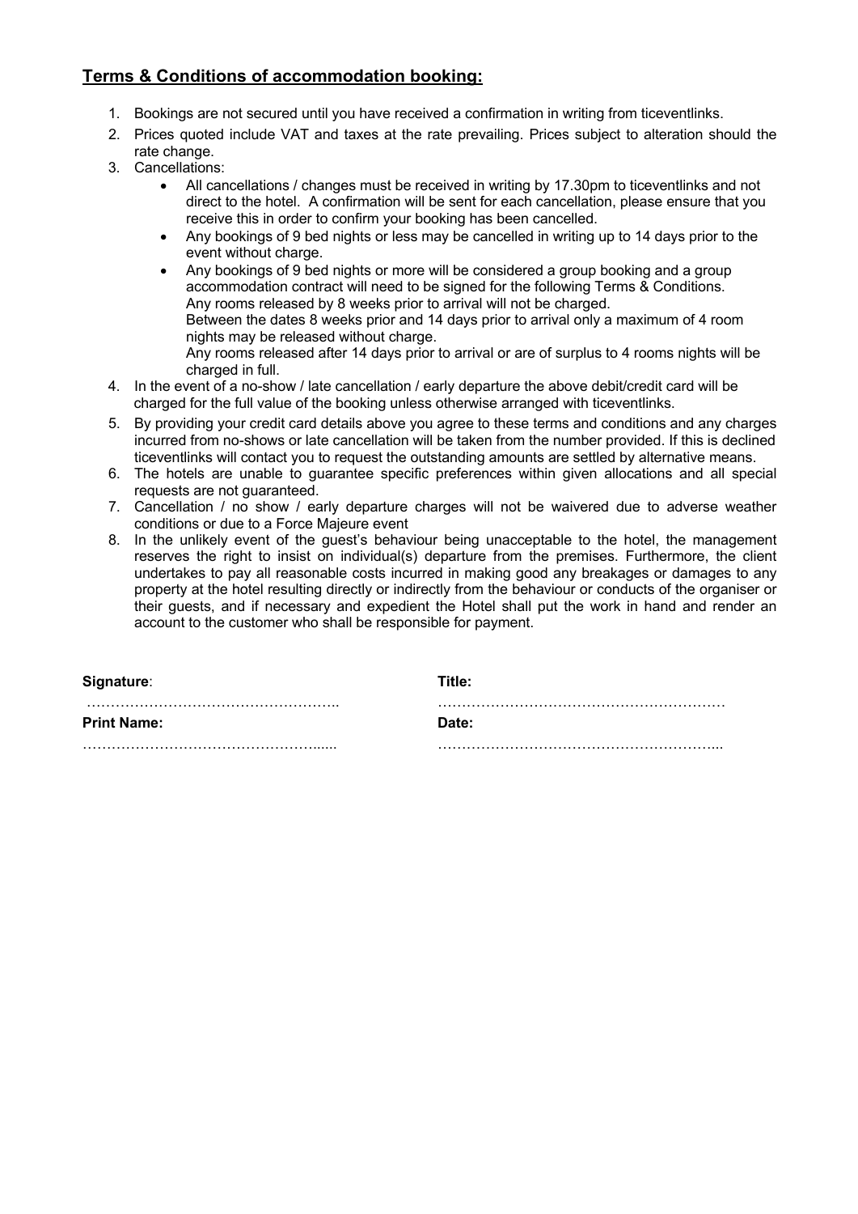## **Terms & Conditions of accommodation booking:**

1. Bookings are not secured until you have received a confirmation in writing from ticeventlinks.
2. Prices quoted include VAT and taxes at the rate prevailing. Prices subject to alteration should the rate change.
3. Cancellations:
   - All cancellations / changes must be received in writing by 17.30pm to ticeventlinks and not direct to the hotel. A confirmation will be sent for each cancellation, please ensure that you receive this in order to confirm your booking has been cancelled.
   - Any bookings of 9 bed nights or less may be cancelled in writing up to 14 days prior to the event without charge.
   - Any bookings of 9 bed nights or more will be considered a group booking and a group accommodation contract will need to be signed for the following Terms & Conditions.
     Any rooms released by 8 weeks prior to arrival will not be charged.
     Between the dates 8 weeks prior and 14 days prior to arrival only a maximum of 4 room nights may be released without charge.
     Any rooms released after 14 days prior to arrival or are of surplus to 4 rooms nights will be charged in full.
4. In the event of a no-show / late cancellation / early departure the above debit/credit card will be charged for the full value of the booking unless otherwise arranged with ticeventlinks.
5. By providing your credit card details above you agree to these terms and conditions and any charges incurred from no-shows or late cancellation will be taken from the number provided. If this is declined ticeventlinks will contact you to request the outstanding amounts are settled by alternative means.
6. The hotels are unable to guarantee specific preferences within given allocations and all special requests are not guaranteed.
7. Cancellation / no show / early departure charges will not be waivered due to adverse weather conditions or due to a Force Majeure event
8. In the unlikely event of the guest's behaviour being unacceptable to the hotel, the management reserves the right to insist on individual(s) departure from the premises. Furthermore, the client undertakes to pay all reasonable costs incurred in making good any breakages or damages to any property at the hotel resulting directly or indirectly from the behaviour or conducts of the organiser or their guests, and if necessary and expedient the Hotel shall put the work in hand and render an account to the customer who shall be responsible for payment.

**Signature**: ……………………………………………..

**Title:** ……………………………………………………

**Print Name:** ……………………………………………......

**Date:** …………………………………………………...